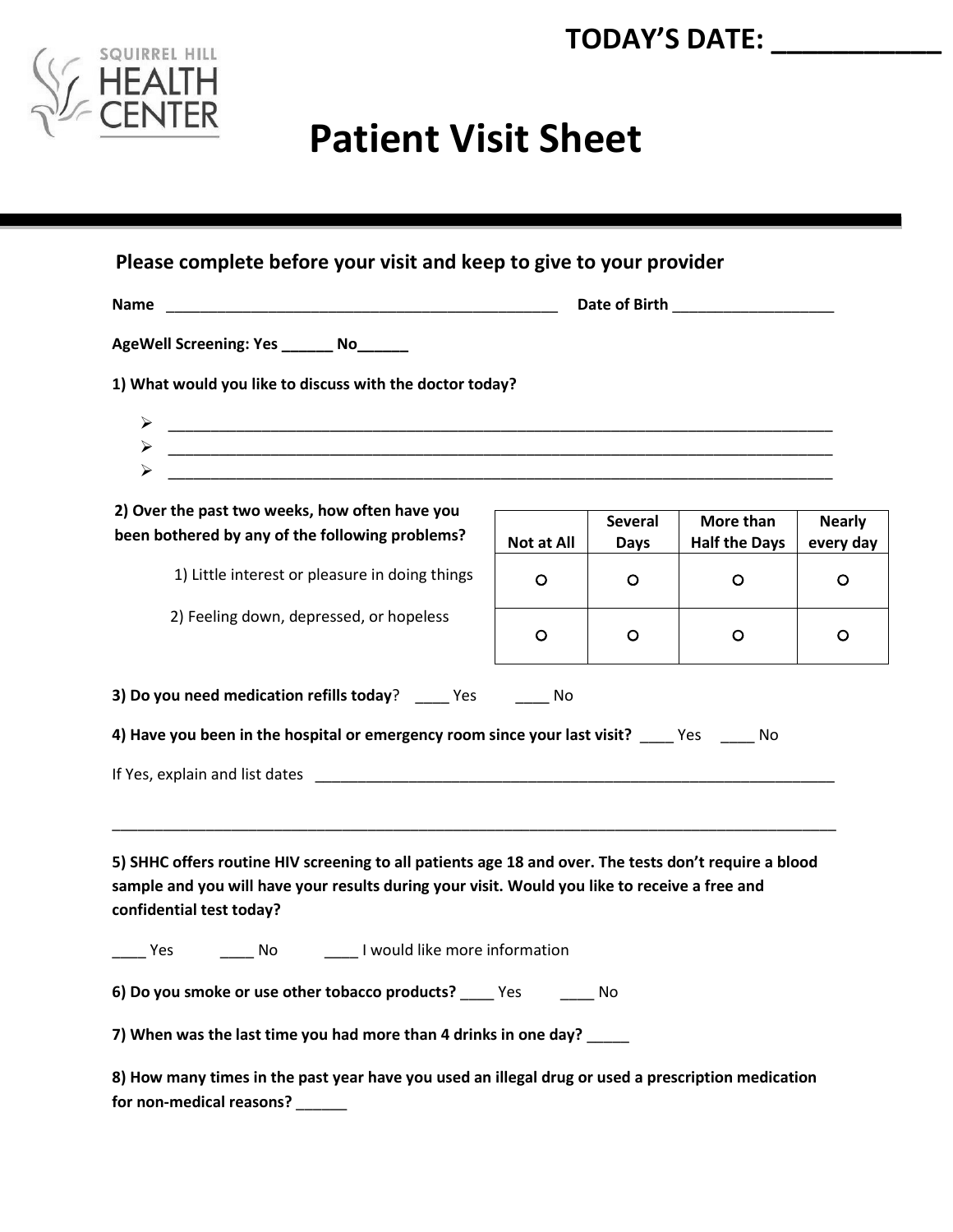**TODAY'S DATE: ___________**

SQUIRREL HILL HEALTH CENTER

# Patient Visit Sheet

**Please complete before your visit and keep to give to your provider**

**Name** _______________________________________________ **Date of Birth** ___________________

**AgeWell Screening: Yes ______ No______**

**1) What would you like to discuss with the doctor today?**

- ________________________________________________________________________________
- ________________________________________________________________________________
- ________________________________________________________________________________

| **2) Over the past two weeks, how often have you been bothered by any of the following problems?** | **Not at All** | **Several Days** | **More than Half the Days** | **Nearly every day** |
|---|---|---|---|---|
| 1) Little interest or pleasure in doing things | ○ | ○ | ○ | ○ |
| 2) Feeling down, depressed, or hopeless | ○ | ○ | ○ | ○ |

**3) Do you need medication refills today**? ____ Yes ____ No

**4) Have you been in the hospital or emergency room since your last visit?** ____ Yes ____ No

If Yes, explain and list dates _______________________________________________________________

________________________________________________________________________________________

**5) SHHC offers routine HIV screening to all patients age 18 and over. The tests don't require a blood sample and you will have your results during your visit. Would you like to receive a free and confidential test today?**

____ Yes ____ No ____ I would like more information

**6) Do you smoke or use other tobacco products?** ____ Yes ____ No

**7) When was the last time you had more than 4 drinks in one day?** _____

**8) How many times in the past year have you used an illegal drug or used a prescription medication for non-medical reasons?** ______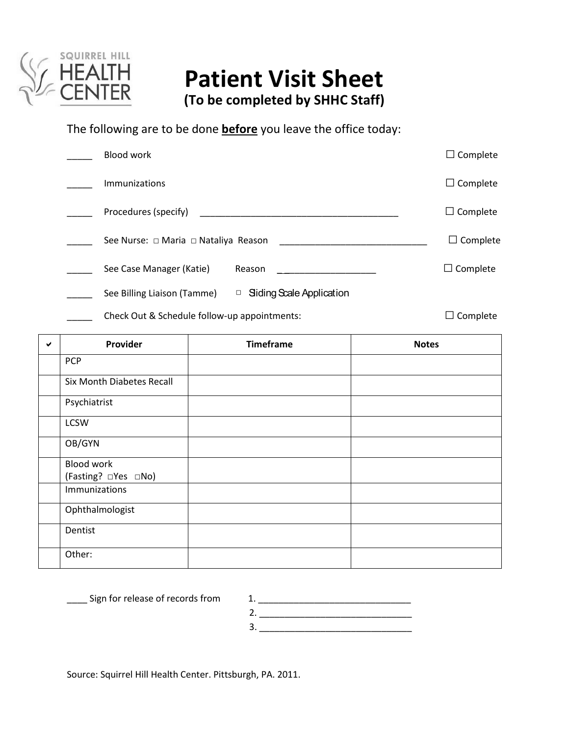# Patient Visit Sheet

**(To be completed by SHHC Staff)**

The following are to be done **before** you leave the office today:

_____ Blood work ☐ Complete

_____ Immunizations ☐ Complete

_____ Procedures (specify) ________________________________________ ☐ Complete

_____ See Nurse: □ Maria □ Nataliya Reason ______________________________ ☐ Complete

_____ See Case Manager (Katie) Reason ____________________ ☐ Complete

_____ See Billing Liaison (Tamme) □ Sliding Scale Application

_____ Check Out & Schedule follow-up appointments: ☐ Complete

| ✔ | Provider | Timeframe | Notes |
|---|---|---|---|
| | PCP | | |
| | Six Month Diabetes Recall | | |
| | Psychiatrist | | |
| | LCSW | | |
| | OB/GYN | | |
| | Blood work (Fasting? □Yes □No) | | |
| | Immunizations | | |
| | Ophthalmologist | | |
| | Dentist | | |
| | Other: | | |

____ Sign for release of records from

1. _______________________________
2. _______________________________
3. _______________________________

Source: Squirrel Hill Health Center. Pittsburgh, PA. 2011.